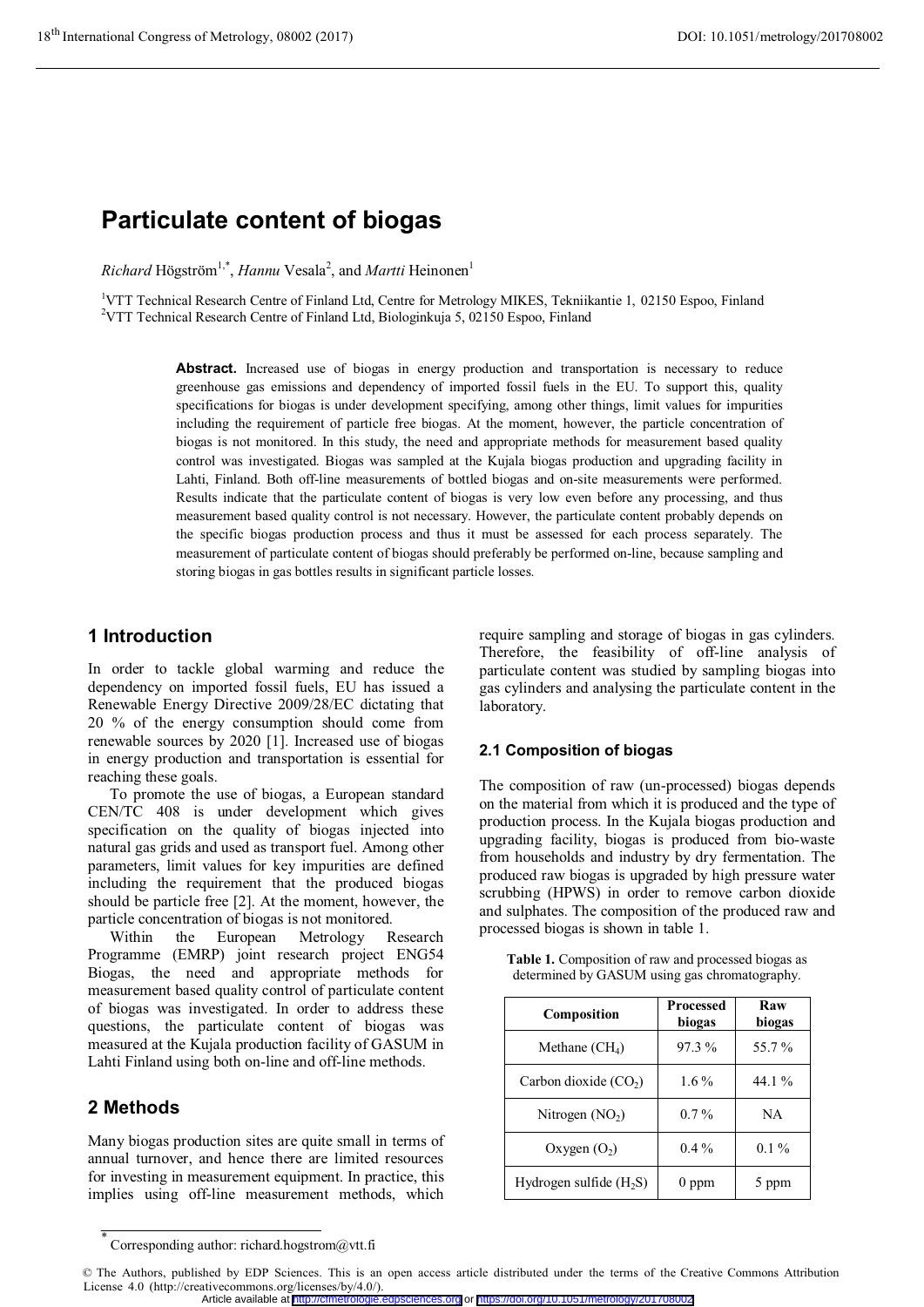# Particulate content of biogas

*Richard* Högström[1,*], *Hannu* Vesala[2], and *Martti* Heinonen[1]

[1]VTT Technical Research Centre of Finland Ltd, Centre for Metrology MIKES, Tekniikantie 1, 02150 Espoo, Finland
[2]VTT Technical Research Centre of Finland Ltd, Biologinkuja 5, 02150 Espoo, Finland

**Abstract.** Increased use of biogas in energy production and transportation is necessary to reduce greenhouse gas emissions and dependency of imported fossil fuels in the EU. To support this, quality specifications for biogas is under development specifying, among other things, limit values for impurities including the requirement of particle free biogas. At the moment, however, the particle concentration of biogas is not monitored. In this study, the need and appropriate methods for measurement based quality control was investigated. Biogas was sampled at the Kujala biogas production and upgrading facility in Lahti, Finland. Both off-line measurements of bottled biogas and on-site measurements were performed. Results indicate that the particulate content of biogas is very low even before any processing, and thus measurement based quality control is not necessary. However, the particulate content probably depends on the specific biogas production process and thus it must be assessed for each process separately. The measurement of particulate content of biogas should preferably be performed on-line, because sampling and storing biogas in gas bottles results in significant particle losses.

## 1 Introduction

In order to tackle global warming and reduce the dependency on imported fossil fuels, EU has issued a Renewable Energy Directive 2009/28/EC dictating that 20 % of the energy consumption should come from renewable sources by 2020 [1]. Increased use of biogas in energy production and transportation is essential for reaching these goals.

To promote the use of biogas, a European standard CEN/TC 408 is under development which gives specification on the quality of biogas injected into natural gas grids and used as transport fuel. Among other parameters, limit values for key impurities are defined including the requirement that the produced biogas should be particle free [2]. At the moment, however, the particle concentration of biogas is not monitored.

Within the European Metrology Research Programme (EMRP) joint research project ENG54 Biogas, the need and appropriate methods for measurement based quality control of particulate content of biogas was investigated. In order to address these questions, the particulate content of biogas was measured at the Kujala production facility of GASUM in Lahti Finland using both on-line and off-line methods.

## 2 Methods

Many biogas production sites are quite small in terms of annual turnover, and hence there are limited resources for investing in measurement equipment. In practice, this implies using off-line measurement methods, which require sampling and storage of biogas in gas cylinders. Therefore, the feasibility of off-line analysis of particulate content was studied by sampling biogas into gas cylinders and analysing the particulate content in the laboratory.

### 2.1 Composition of biogas

The composition of raw (un-processed) biogas depends on the material from which it is produced and the type of production process. In the Kujala biogas production and upgrading facility, biogas is produced from bio-waste from households and industry by dry fermentation. The produced raw biogas is upgraded by high pressure water scrubbing (HPWS) in order to remove carbon dioxide and sulphates. The composition of the produced raw and processed biogas is shown in table 1.

**Table 1.** Composition of raw and processed biogas as determined by GASUM using gas chromatography.

| Composition | Processed biogas | Raw biogas |
|---|---|---|
| Methane ($CH_4$) | 97.3 % | 55.7 % |
| Carbon dioxide ($CO_2$) | 1.6 % | 44.1 % |
| Nitrogen ($NO_2$) | 0.7 % | NA |
| Oxygen ($O_2$) | 0.4 % | 0.1 % |
| Hydrogen sulfide ($H_2S$) | 0 ppm | 5 ppm |

* Corresponding author: richard.hogstrom@vtt.fi

© The Authors, published by EDP Sciences. This is an open access article distributed under the terms of the Creative Commons Attribution License 4.0 (http://creativecommons.org/licenses/by/4.0/).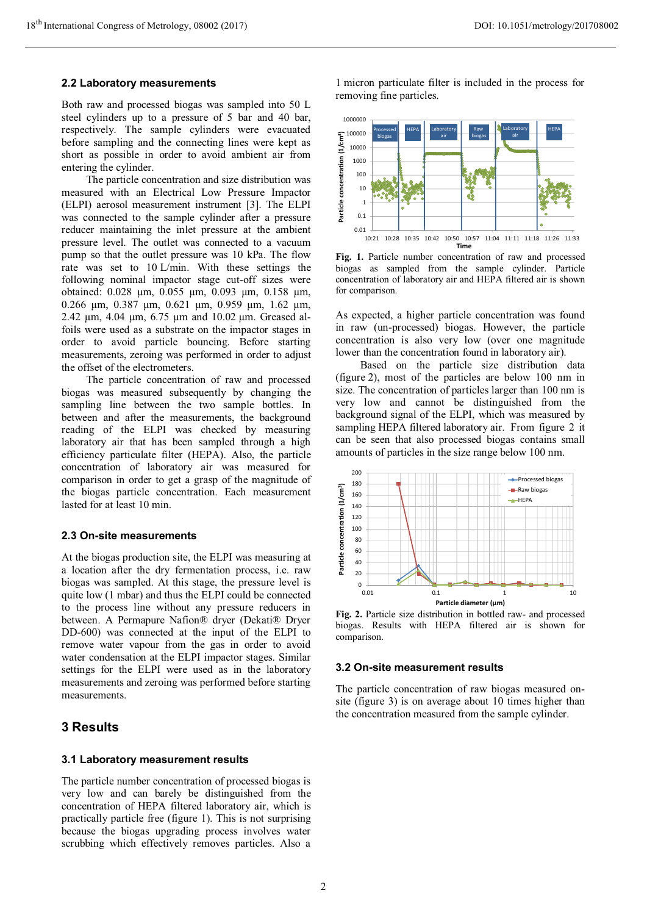## 2.2 Laboratory measurements

Both raw and processed biogas was sampled into 50 L steel cylinders up to a pressure of 5 bar and 40 bar, respectively. The sample cylinders were evacuated before sampling and the connecting lines were kept as short as possible in order to avoid ambient air from entering the cylinder.

The particle concentration and size distribution was measured with an Electrical Low Pressure Impactor (ELPI) aerosol measurement instrument [3]. The ELPI was connected to the sample cylinder after a pressure reducer maintaining the inlet pressure at the ambient pressure level. The outlet was connected to a vacuum pump so that the outlet pressure was 10 kPa. The flow rate was set to 10 L/min. With these settings the following nominal impactor stage cut-off sizes were obtained: 0.028 µm, 0.055 µm, 0.093 µm, 0.158 µm, 0.266 µm, 0.387 µm, 0.621 µm, 0.959 µm, 1.62 µm, 2.42 µm, 4.04 µm, 6.75 µm and 10.02 µm. Greased al-foils were used as a substrate on the impactor stages in order to avoid particle bouncing. Before starting measurements, zeroing was performed in order to adjust the offset of the electrometers.

The particle concentration of raw and processed biogas was measured subsequently by changing the sampling line between the two sample bottles. In between and after the measurements, the background reading of the ELPI was checked by measuring laboratory air that has been sampled through a high efficiency particulate filter (HEPA). Also, the particle concentration of laboratory air was measured for comparison in order to get a grasp of the magnitude of the biogas particle concentration. Each measurement lasted for at least 10 min.

## 2.3 On-site measurements

At the biogas production site, the ELPI was measuring at a location after the dry fermentation process, i.e. raw biogas was sampled. At this stage, the pressure level is quite low (1 mbar) and thus the ELPI could be connected to the process line without any pressure reducers in between. A Permapure Nafion® dryer (Dekati® Dryer DD-600) was connected at the input of the ELPI to remove water vapour from the gas in order to avoid water condensation at the ELPI impactor stages. Similar settings for the ELPI were used as in the laboratory measurements and zeroing was performed before starting measurements.

# 3 Results

## 3.1 Laboratory measurement results

The particle number concentration of processed biogas is very low and can barely be distinguished from the concentration of HEPA filtered laboratory air, which is practically particle free (figure 1). This is not surprising because the biogas upgrading process involves water scrubbing which effectively removes particles. Also a 1 micron particulate filter is included in the process for removing fine particles.

**Fig. 1.** Particle number concentration of raw and processed biogas as sampled from the sample cylinder. Particle concentration of laboratory air and HEPA filtered air is shown for comparison.

As expected, a higher particle concentration was found in raw (un-processed) biogas. However, the particle concentration is also very low (over one magnitude lower than the concentration found in laboratory air).

Based on the particle size distribution data (figure 2), most of the particles are below 100 nm in size. The concentration of particles larger than 100 nm is very low and cannot be distinguished from the background signal of the ELPI, which was measured by sampling HEPA filtered laboratory air. From figure 2 it can be seen that also processed biogas contains small amounts of particles in the size range below 100 nm.

**Fig. 2.** Particle size distribution in bottled raw- and processed biogas. Results with HEPA filtered air is shown for comparison.

## 3.2 On-site measurement results

The particle concentration of raw biogas measured on-site (figure 3) is on average about 10 times higher than the concentration measured from the sample cylinder.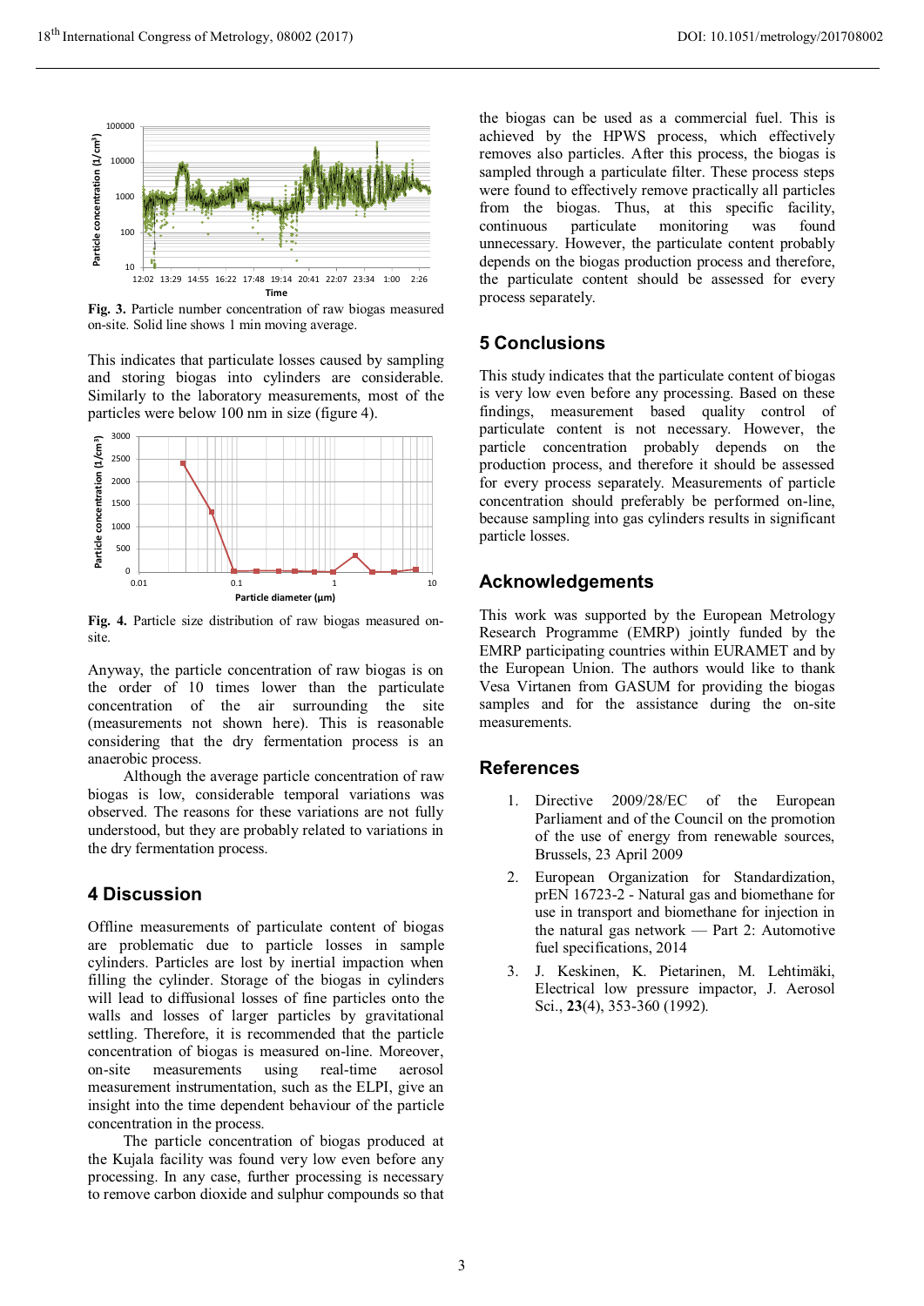Particle concentration (1/cm³)

100000

10000

1000

100

10

12:02 13:29 14:55 16:22 17:48 19:14 20:41 22:07 23:34 1:00 2:26

Time

**Fig. 3.** Particle number concentration of raw biogas measured on-site. Solid line shows 1 min moving average.

This indicates that particulate losses caused by sampling and storing biogas into cylinders are considerable. Similarly to the laboratory measurements, most of the particles were below 100 nm in size (figure 4).

Particle concentration (1/cm³)

3000

2500

2000

1500

1000

500

0

0.01 0.1 1 10

Particle diameter (µm)

**Fig. 4.** Particle size distribution of raw biogas measured on-site.

Anyway, the particle concentration of raw biogas is on the order of 10 times lower than the particulate concentration of the air surrounding the site (measurements not shown here). This is reasonable considering that the dry fermentation process is an anaerobic process.

Although the average particle concentration of raw biogas is low, considerable temporal variations was observed. The reasons for these variations are not fully understood, but they are probably related to variations in the dry fermentation process.

## 4 Discussion

Offline measurements of particulate content of biogas are problematic due to particle losses in sample cylinders. Particles are lost by inertial impaction when filling the cylinder. Storage of the biogas in cylinders will lead to diffusional losses of fine particles onto the walls and losses of larger particles by gravitational settling. Therefore, it is recommended that the particle concentration of biogas is measured on-line. Moreover, on-site measurements using real-time aerosol measurement instrumentation, such as the ELPI, give an insight into the time dependent behaviour of the particle concentration in the process.

The particle concentration of biogas produced at the Kujala facility was found very low even before any processing. In any case, further processing is necessary to remove carbon dioxide and sulphur compounds so that the biogas can be used as a commercial fuel. This is achieved by the HPWS process, which effectively removes also particles. After this process, the biogas is sampled through a particulate filter. These process steps were found to effectively remove practically all particles from the biogas. Thus, at this specific facility, continuous particulate monitoring was found unnecessary. However, the particulate content probably depends on the biogas production process and therefore, the particulate content should be assessed for every process separately.

## 5 Conclusions

This study indicates that the particulate content of biogas is very low even before any processing. Based on these findings, measurement based quality control of particulate content is not necessary. However, the particle concentration probably depends on the production process, and therefore it should be assessed for every process separately. Measurements of particle concentration should preferably be performed on-line, because sampling into gas cylinders results in significant particle losses.

## Acknowledgements

This work was supported by the European Metrology Research Programme (EMRP) jointly funded by the EMRP participating countries within EURAMET and by the European Union. The authors would like to thank Vesa Virtanen from GASUM for providing the biogas samples and for the assistance during the on-site measurements.

## References

1. Directive 2009/28/EC of the European Parliament and of the Council on the promotion of the use of energy from renewable sources, Brussels, 23 April 2009
2. European Organization for Standardization, prEN 16723-2 - Natural gas and biomethane for use in transport and biomethane for injection in the natural gas network — Part 2: Automotive fuel specifications, 2014
3. J. Keskinen, K. Pietarinen, M. Lehtimäki, Electrical low pressure impactor, J. Aerosol Sci., **23**(4), 353-360 (1992).